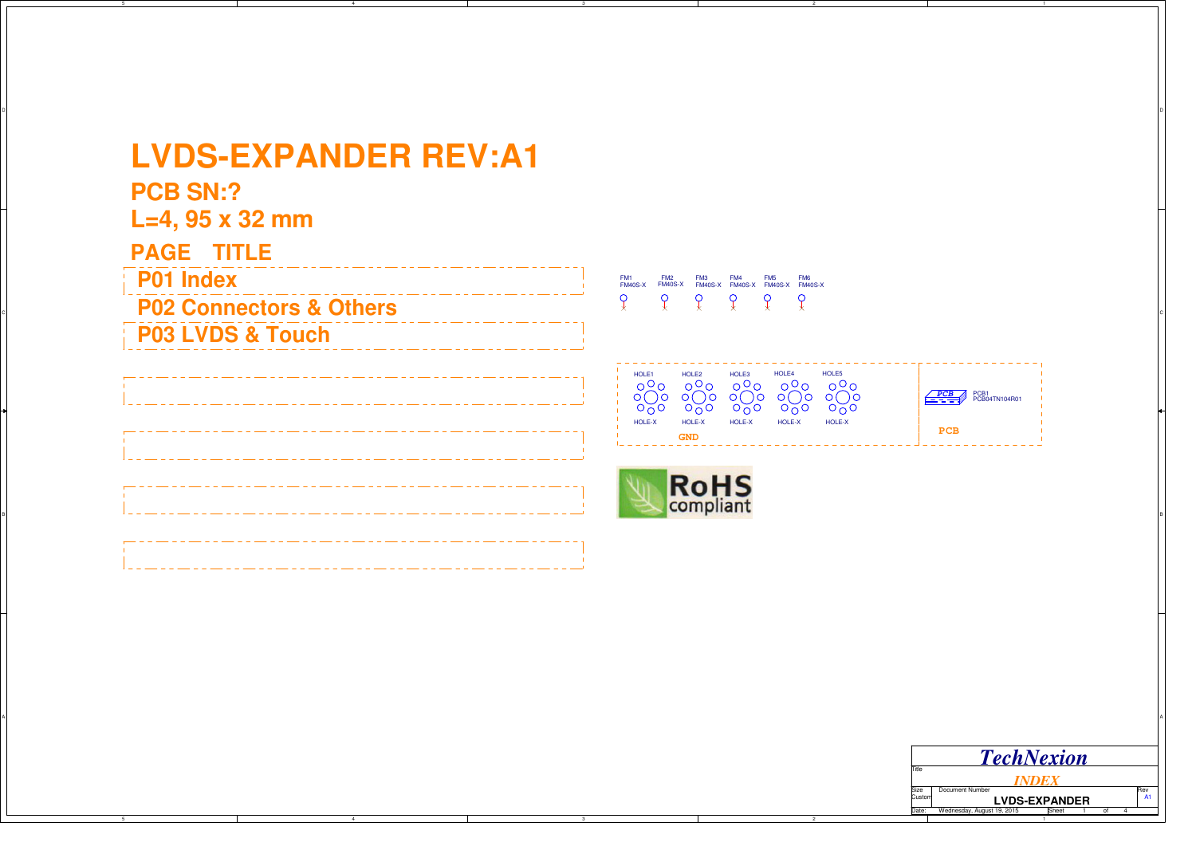# LVDS-EXPANDER REV:A1

## PCB SN:?

## L=4, 95 x 32 mm

| PAGE | TITLE |
|---|---|
| P01 | Index |
| P02 | Connectors & Others |
| P03 | LVDS & Touch |

FM1 FM40S-X FM2 FM40S-X FM3 FM40S-X FM4 FM40S-X FM5 FM40S-X FM6 FM40S-X

HOLE1 HOLE-X HOLE2 HOLE-X HOLE3 HOLE-X HOLE4 HOLE-X HOLE5 HOLE-X

GND

PCB1 PCB04TN104R01

PCB

RoHS compliant

TechNexion

Title: INDEX

Size: Custom | Document Number: LVDS-EXPANDER | Rev: A1

Date: Wednesday, August 19, 2015 | Sheet 1 of 4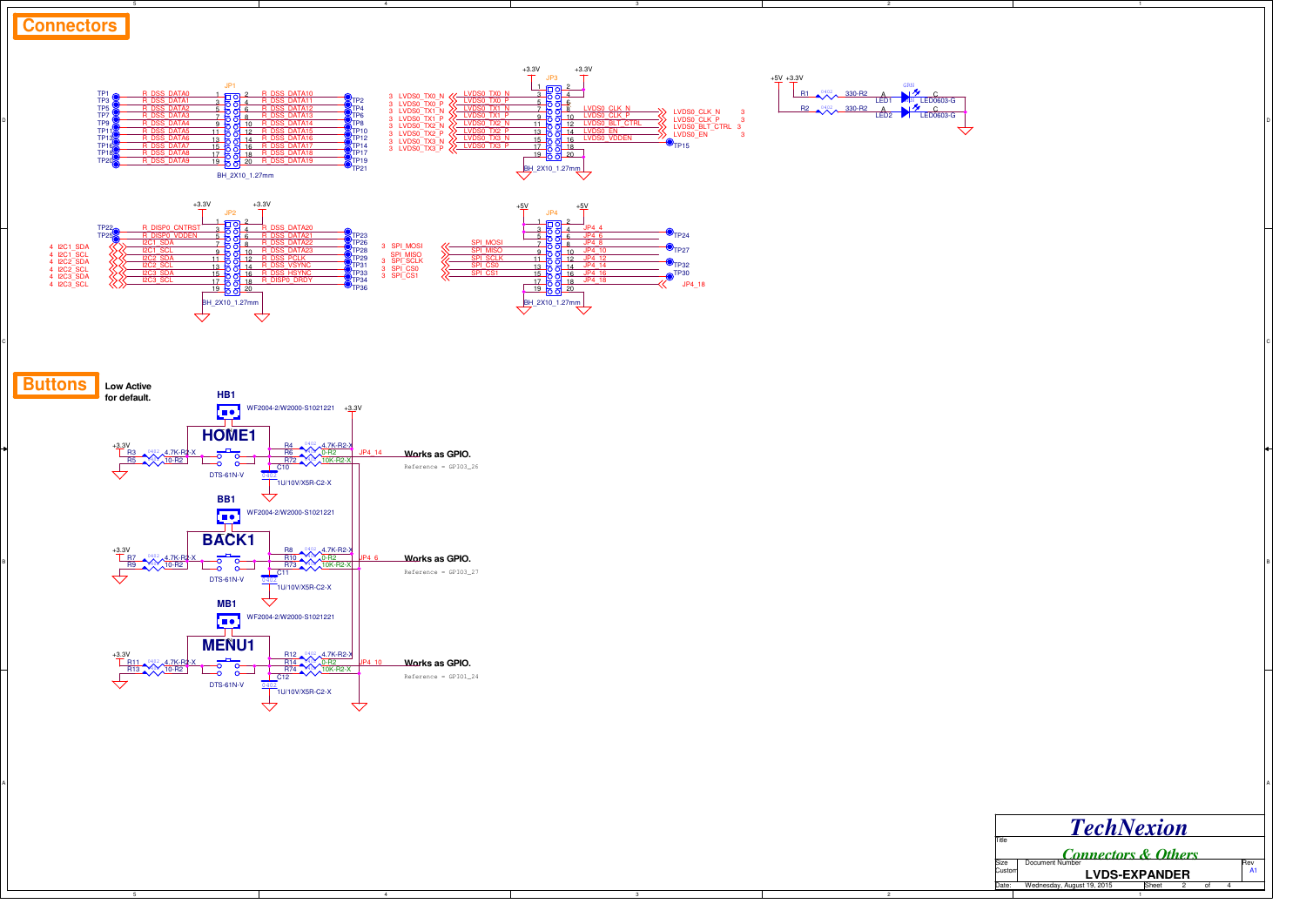# Connectors

JP1 — BH_2X10_1.27mm

| Test Point | Signal | Pin | Pin | Signal | Test Point |
|---|---|---|---|---|---|
| TP1 | R_DSS_DATA0 | 1 | 2 | R_DSS_DATA10 | TP2 |
| TP3 | R_DSS_DATA1 | 3 | 4 | R_DSS_DATA11 | TP4 |
| TP5 | R_DSS_DATA2 | 5 | 6 | R_DSS_DATA12 | TP6 |
| TP7 | R_DSS_DATA3 | 7 | 8 | R_DSS_DATA13 | TP8 |
| TP9 | R_DSS_DATA4 | 9 | 10 | R_DSS_DATA14 | TP10 |
| TP11 | R_DSS_DATA5 | 11 | 12 | R_DSS_DATA15 | TP12 |
| TP13 | R_DSS_DATA6 | 13 | 14 | R_DSS_DATA16 | TP14 |
| TP16 | R_DSS_DATA7 | 15 | 16 | R_DSS_DATA17 | TP17 |
| TP18 | R_DSS_DATA8 | 17 | 18 | R_DSS_DATA18 | TP19 |
| TP20 | R_DSS_DATA9 | 19 | 20 | R_DSS_DATA19 | TP21 |

JP3 — BH_2X10_1.27mm (+3.3V)

| Sheet | Signal | Pin | Pin | Signal | Sheet |
|---|---|---|---|---|---|
| | +3.3V | 1 | 2 | +3.3V | |
| 3 | LVDS0_TX0_N | 3 | 4 | | |
| 3 | LVDS0_TX0_P | 5 | 6 | | |
| 3 | LVDS0_TX1_N | 7 | 8 | LVDS0_CLK_N | 3 |
| 3 | LVDS0_TX1_P | 9 | 10 | LVDS0_CLK_P | 3 |
| 3 | LVDS0_TX2_N | 11 | 12 | LVDS0_BLT_CTRL | 3 |
| 3 | LVDS0_TX2_P | 13 | 14 | LVDS0_EN | 3 |
| 3 | LVDS0_TX3_N | 15 | 16 | LVDS0_VDDEN (TP15) | |
| 3 | LVDS0_TX3_P | 17 | 18 | | |
| | GND | 19 | 20 | GND | |

LEDs: +5V, +3.3V — R1 0402 330-R2, LED1 LED0603-G (GRN); R2 0402 330-R2, LED2 LED0603-G

JP2 — BH_2X10_1.27mm (+3.3V)

| Sheet | Signal | Pin | Pin | Signal | Test Point |
|---|---|---|---|---|---|
| | +3.3V | 1 | 2 | +3.3V | |
| TP22 | R_DISP0_CNTRST | 3 | 4 | R_DSS_DATA20 | TP23 |
| TP25 | R_DISP0_VDDEN | 5 | 6 | R_DSS_DATA21 | TP26 |
| 4 | I2C1_SDA | 7 | 8 | R_DSS_DATA22 | TP28 |
| 4 | I2C1_SCL | 9 | 10 | R_DSS_DATA23 | TP29 |
| 4 | I2C2_SDA | 11 | 12 | R_DSS_PCLK | TP31 |
| 4 | I2C2_SCL | 13 | 14 | R_DSS_VSYNC | TP33 |
| 4 | I2C3_SDA | 15 | 16 | R_DSS_HSYNC | TP34 |
| 4 | I2C3_SCL | 17 | 18 | R_DISP0_DRDY | TP36 |
| | GND | 19 | 20 | GND | |

JP4 — BH_2X10_1.27mm (+5V)

| Sheet | Signal | Pin | Pin | Signal | Test Point |
|---|---|---|---|---|---|
| | +5V | 1 | 2 | +5V | |
| | | 3 | 4 | JP4_4 | TP24 |
| | | 5 | 6 | JP4_6 | |
| 3 | SPI_MOSI | 7 | 8 | JP4_8 | TP27 |
| | SPI_MISO | 9 | 10 | JP4_10 | |
| 3 | SPI_SCLK | 11 | 12 | JP4_12 | TP32 |
| 3 | SPI_CS0 | 13 | 14 | JP4_14 | TP30 |
| 3 | SPI_CS1 | 15 | 16 | JP4_16 | |
| | | 17 | 18 | JP4_18 | |
| | GND | 19 | 20 | GND | |

# Buttons

**Low Active for default.**

**HB1** WF2004-2/W2000-S1021221 +3.3V

**HOME1** DTS-61N-V — R3 0402 4.7K-R2-X, R5 10-R2, R4 0402 4.7K-R2-X, R6 0-R2, R72 10K-R2-X, C10 0402 1U/10V/X5R-C2-X — JP4_14

**Works as GPIO.**

Reference = GPIO3_26

**BB1** WF2004-2/W2000-S1021221

**BACK1** DTS-61N-V — R7 0402 4.7K-R2-X, R9 10-R2, R8 0402 4.7K-R2-X, R10 0-R2, R73 10K-R2-X, C11 0402 1U/10V/X5R-C2-X — JP4_6

**Works as GPIO.**

Reference = GPIO3_27

**MB1** WF2004-2/W2000-S1021221

**MENU1** DTS-61N-V — R11 0402 4.7K-R2-X, R13 10-R2, R12 0402 4.7K-R2-X, R14 0-R2, R74 10K-R2-X, C12 0402 1U/10V/X5R-C2-X — JP4_10

**Works as GPIO.**

Reference = GPIO1_24

| | |
|---|---|
| | *TechNexion* |
| Title | *Connectors & Others* |
| Size: Custom | Document Number: **LVDS-EXPANDER** — Rev A1 |
| Date: Wednesday, August 19, 2015 | Sheet 2 of 4 |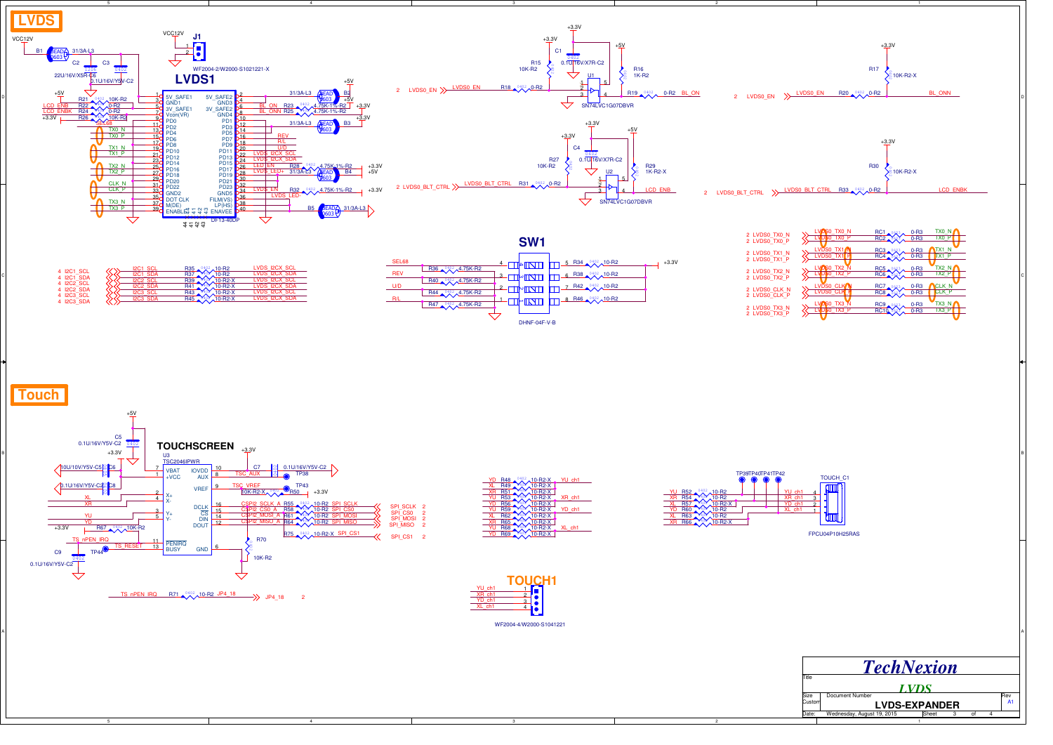# LVDS

## LVDS1

**DF13-40DP**

| Pin | Signal | Pin | Signal |
|---|---|---|---|
| 1 | 5V_SAFE1 | 2 | 5V_SAFE2 |
| 3 | GND1 | 4 | GND3 |
| 5 | 3V_SAFE1 | 6 | 3V_SAFE2 |
| 7 | Vcon(VR) | 8 | GND4 |
| 9 | PD0 | 10 | PD1 |
| 11 | PD2 | 12 | PD3 |
| 13 | PD4 | 14 | PD5 |
| 15 | PD6 | 16 | PD7 |
| 17 | PD8 | 18 | PD9 |
| 19 | PD10 | 20 | PD11 |
| 21 | PD12 | 22 | PD13 |
| 23 | PD14 | 24 | PD15 |
| 25 | PD16 | 26 | PD17 |
| 27 | PD18 | 28 | PD19 |
| 29 | PD20 | 30 | PD21 |
| 31 | PD22 | 32 | PD23 |
| 33 | GND2 | 34 | GND5 |
| 35 | DOT CLK | 36 | FILM(VS) |
| 37 | M(DE) | 38 | LP(HS) |
| 39 | ENABLE | 40 | ENAVEE |

Pin-side nets: SEL68, TX0_N, TX0_P, TX1_N, TX1_P, TX2_N, TX2_P, CLK_N, CLK_P, TX3_N, TX3_P, LCD_ENB, LCD_ENBK, BL_ON, BL_ONN, REV, R/L, U/D, LVDS_I2CX_SCL, LVDS_I2CX_SDA, LED_EN, LVDS_LED+, LVDS_EN, LVDS_LED-

Components: VCC12V, B1 BEAD 0603 31/3A-L3, C2 22U/16V/X5R-C6, C3 0.1U/16V/Y5V-C2, J1 WF2004-2/W2000-S1021221-X, R21 10K-R2, R22 0-R2, R24 0-R2, R26 10K-R2, R23 4.75K-1%-R2, R25 4.75K-1%-R2, B2 BEAD 0603 31/3A-L3, B3 BEAD 0603 31/3A-L3, R28 4.75K-1%-R2, B4 BEAD 0603 31/3A-L3, R32 4.75K-1%-R2, B5 BEAD 0603 31/3A-L3

U1 SN74LVC1G07DBVR: LVDS0_EN, R18 0-R2, R15 10K-R2, C1 0.1U/16V/X7R-C2, R16 1K-R2, R19 0-R2, BL_ON

U2 SN74LVC1G07DBVR: LVDS0_BLT_CTRL, R31 0-R2, R27 10K-R2, C4 0.1U/16V/X7R-C2, R29 1K-R2-X, LCD_ENB

LVDS0_EN — R20 0-R2 — BL_ONN; R17 10K-R2-X

LVDS0_BLT_CTRL — R33 0-R2 — LCD_ENBK; R30 10K-R2-X

I2C: I2C1_SCL R35 10-R2, I2C1_SDA R37 10-R2, I2C2_SCL R39 10-R2-X, I2C2_SDA R41 10-R2-X, I2C3_SCL R43 10-R2-X, I2C3_SDA R45 10-R2-X → LVDS_I2CX_SCL / LVDS_I2CX_SDA

## SW1

DHNF-04F-V-B: SEL68 R36 4.75K-R2, REV R40 4.75K-R2, U/D R44 4.75K-R2, R/L R47 4.75K-R2; R34 10-R2, R38 10-R2, R42 10-R2, R46 10-R2, +3.3V

LVDS0_TX0_N/P RC1/RC2 0-R3 TX0_N/P; LVDS0_TX1_N/P RC3/RC4 0-R3 TX1_N/P; LVDS0_TX2_N/P RC5/RC6 0-R3 TX2_N/P; LVDS0_CLK_N/P RC7/RC8 0-R3 CLK_N/P; LVDS0_TX3_N/P RC9/RC10 0-R3 TX3_N/P

# Touch

## TOUCHSCREEN

U3 TSC2046IPWR

| Pin | Signal | Pin | Signal |
|---|---|---|---|
| 7 | VBAT | 10 | IOVDD |
| 1 | +VCC | 8 | AUX |
| 2 | X+ | 9 | VREF |
| 4 | X- | 16 | DCLK |
| 3 | Y+ | 15 | CS |
| 5 | Y- | 14 | DIN |
| 11 | PENIRQ | 12 | DOUT |
| 13 | BUSY | 6 | GND |

Components: C5 0.1U/16V/Y5V-C2, C6 10U/10V/Y5V-C5, C8 0.1U/16V/Y5V-C2, C7 0.1U/16V/Y5V-C2, TP38, TP43, R50 10K-R2-X, R67 10K-R2, C9 0.1U/16V/Y5V-C2, TP44, R70 10K-R2, R55 10-R2 SPI_SCLK, R58 10-R2 SPI_CS0, R61 10-R2 SPI_MOSI, R64 10-R2 SPI_MISO, R75 10-R2-X SPI_CS1

TS_nPEN_IRQ — R71 10-R2 — JP4_18

R48–R69 10-R2-X: YD, XL, XR, YU → YU_ch1, XR_ch1, YD_ch1, XL_ch1

## TOUCH1

WF2004-4/W2000-S1041221: 1 YU_ch1, 2 XR_ch1, 3 YD_ch1, 4 XL_ch1

TOUCH_C1 FPCU04P10H25RAS: R52, R54, R57, R60, R63, R66; TP39, TP40, TP41, TP42

TechNexion — LVDS — LVDS-EXPANDER — Rev A1 — Wednesday, August 19, 2015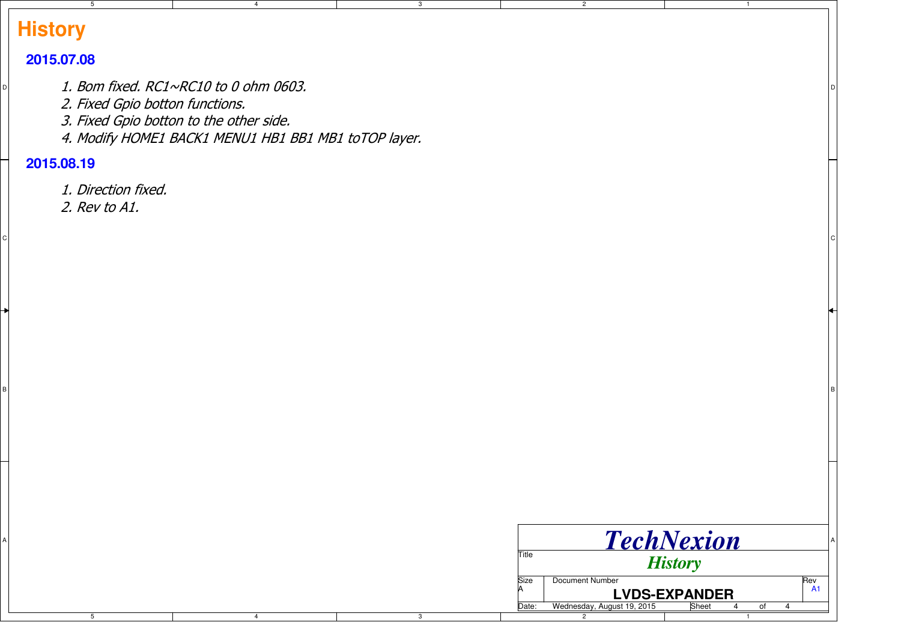# History

## 2015.07.08

1. Bom fixed. RC1~RC10 to 0 ohm 0603.
2. Fixed Gpio botton functions.
3. Fixed Gpio botton to the other side.
4. Modify HOME1 BACK1 MENU1 HB1 BB1 MB1 toTOP layer.

## 2015.08.19

1. Direction fixed.
2. Rev to A1.

| | | |
|---|---|---|
| **TechNexion** | | |
| Title | **History** | |
| Size: A | Document Number: **LVDS-EXPANDER** | Rev: A1 |
| Date: Wednesday, August 19, 2015 | Sheet 4 of 4 | |